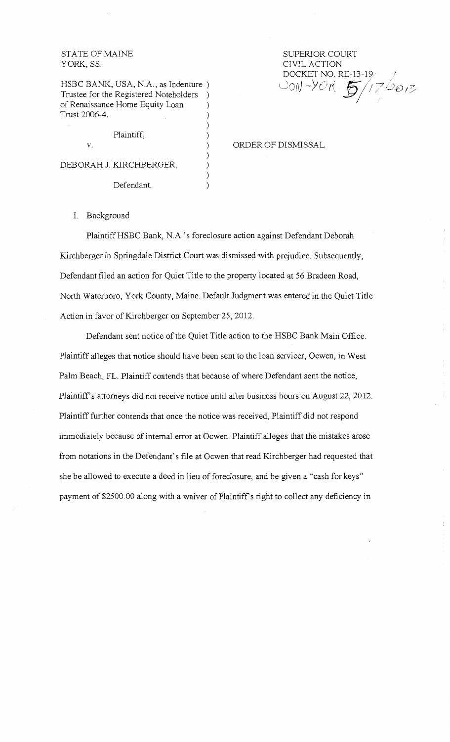STATE OF MAINE
YORK, SS.

SUPERIOR COURT
CIVIL ACTION
DOCKET NO. RE-13-19
DON-YOR 5/17/2013

HSBC BANK, USA, N.A., as Indenture Trustee for the Registered Noteholders of Renaissance Home Equity Loan Trust 2006-4,

Plaintiff,

v.

DEBORAH J. KIRCHBERGER,

Defendant.

ORDER OF DISMISSAL

I. Background

Plaintiff HSBC Bank, N.A.'s foreclosure action against Defendant Deborah Kirchberger in Springdale District Court was dismissed with prejudice. Subsequently, Defendant filed an action for Quiet Title to the property located at 56 Bradeen Road, North Waterboro, York County, Maine. Default Judgment was entered in the Quiet Title Action in favor of Kirchberger on September 25, 2012.

Defendant sent notice of the Quiet Title action to the HSBC Bank Main Office. Plaintiff alleges that notice should have been sent to the loan servicer, Ocwen, in West Palm Beach, FL. Plaintiff contends that because of where Defendant sent the notice, Plaintiff's attorneys did not receive notice until after business hours on August 22, 2012. Plaintiff further contends that once the notice was received, Plaintiff did not respond immediately because of internal error at Ocwen. Plaintiff alleges that the mistakes arose from notations in the Defendant's file at Ocwen that read Kirchberger had requested that she be allowed to execute a deed in lieu of foreclosure, and be given a "cash for keys" payment of $2500.00 along with a waiver of Plaintiff's right to collect any deficiency in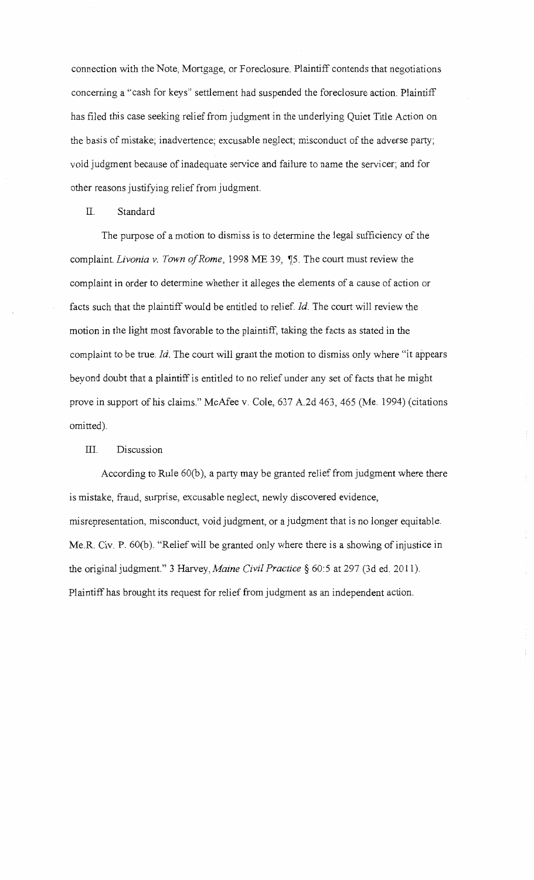connection with the Note, Mortgage, or Foreclosure. Plaintiff contends that negotiations concerning a "cash for keys" settlement had suspended the foreclosure action. Plaintiff has filed this case seeking relief from judgment in the underlying Quiet Title Action on the basis of mistake; inadvertence; excusable neglect; misconduct of the adverse party; void judgment because of inadequate service and failure to name the servicer; and for other reasons justifying relief from judgment.

## II. Standard

The purpose of a motion to dismiss is to determine the legal sufficiency of the complaint. *Livonia v. Town of Rome*, 1998 ME 39, ¶5. The court must review the complaint in order to determine whether it alleges the elements of a cause of action or facts such that the plaintiff would be entitled to relief. *Id.* The court will review the motion in the light most favorable to the plaintiff, taking the facts as stated in the complaint to be true. *Id.* The court will grant the motion to dismiss only where "it appears beyond doubt that a plaintiff is entitled to no relief under any set of facts that he might prove in support of his claims." McAfee v. Cole, 637 A.2d 463, 465 (Me. 1994) (citations omitted).

## III. Discussion

According to Rule 60(b), a party may be granted relief from judgment where there is mistake, fraud, surprise, excusable neglect, newly discovered evidence, misrepresentation, misconduct, void judgment, or a judgment that is no longer equitable. Me.R. Civ. P. 60(b). "Relief will be granted only where there is a showing of injustice in the original judgment." 3 Harvey, *Maine Civil Practice* § 60:5 at 297 (3d ed. 2011). Plaintiff has brought its request for relief from judgment as an independent action.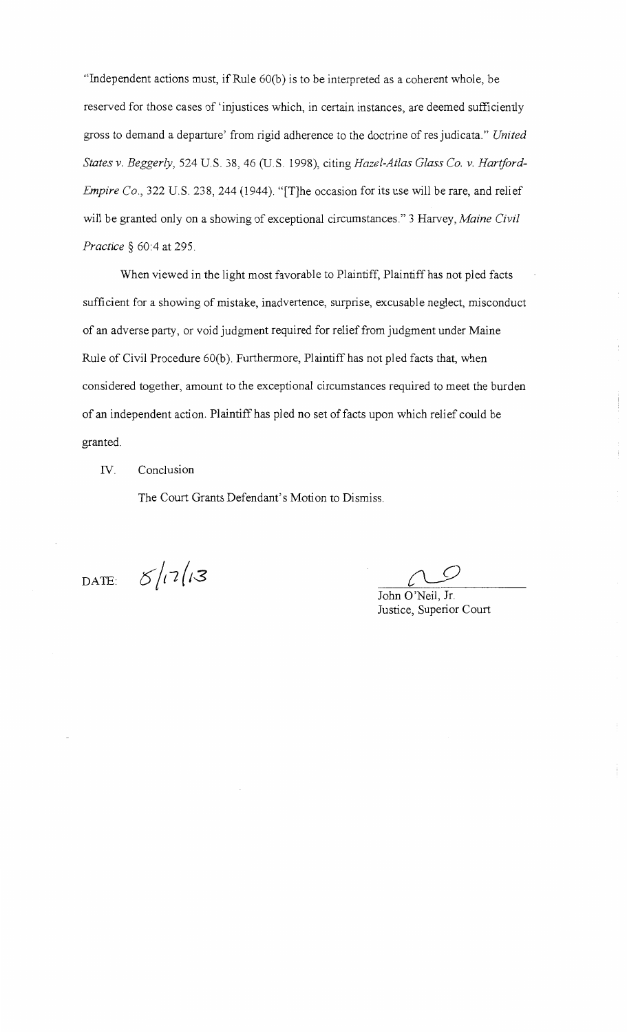"Independent actions must, if Rule 60(b) is to be interpreted as a coherent whole, be reserved for those cases of 'injustices which, in certain instances, are deemed sufficiently gross to demand a departure' from rigid adherence to the doctrine of res judicata." *United States v. Beggerly*, 524 U.S. 38, 46 (U.S. 1998), citing *Hazel-Atlas Glass Co. v. Hartford-Empire Co.*, 322 U.S. 238, 244 (1944). "[T]he occasion for its use will be rare, and relief will be granted only on a showing of exceptional circumstances." 3 Harvey, *Maine Civil Practice* § 60:4 at 295.

When viewed in the light most favorable to Plaintiff, Plaintiff has not pled facts sufficient for a showing of mistake, inadvertence, surprise, excusable neglect, misconduct of an adverse party, or void judgment required for relief from judgment under Maine Rule of Civil Procedure 60(b). Furthermore, Plaintiff has not pled facts that, when considered together, amount to the exceptional circumstances required to meet the burden of an independent action. Plaintiff has pled no set of facts upon which relief could be granted.

IV. Conclusion

The Court Grants Defendant's Motion to Dismiss.

DATE: 5/17/13

John O'Neil, Jr.
Justice, Superior Court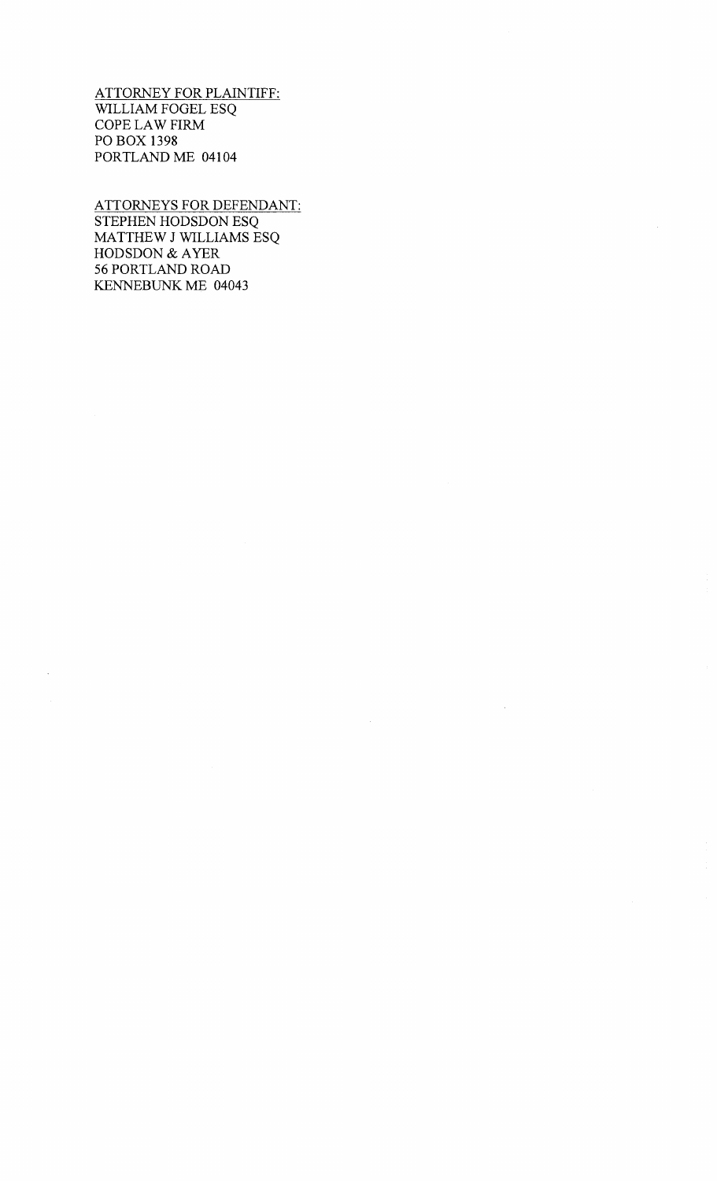ATTORNEY FOR PLAINTIFF:
WILLIAM FOGEL ESQ
COPE LAW FIRM
PO BOX 1398
PORTLAND ME 04104

ATTORNEYS FOR DEFENDANT:
STEPHEN HODSDON ESQ
MATTHEW J WILLIAMS ESQ
HODSDON & AYER
56 PORTLAND ROAD
KENNEBUNK ME 04043